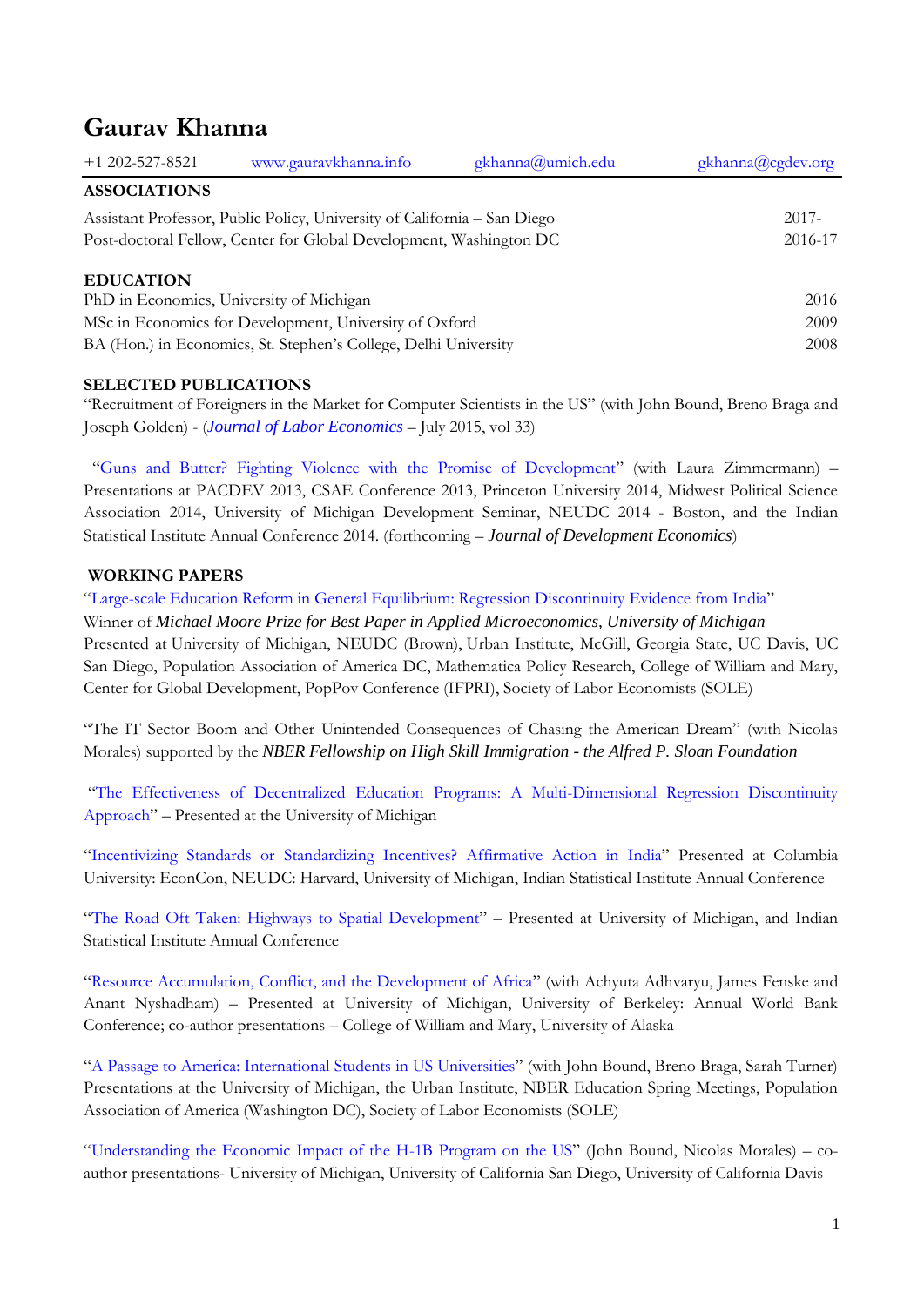# Gaurav Khanna

+1 202-527-8521 | www.gauravkhanna.info | gkhanna@umich.edu | gkhanna@cgdev.org

## ASSOCIATIONS

Assistant Professor, Public Policy, University of California – San Diego 2017-

Post-doctoral Fellow, Center for Global Development, Washington DC 2016-17

## EDUCATION

PhD in Economics, University of Michigan 2016

MSc in Economics for Development, University of Oxford 2009

BA (Hon.) in Economics, St. Stephen's College, Delhi University 2008

## SELECTED PUBLICATIONS

"Recruitment of Foreigners in the Market for Computer Scientists in the US" (with John Bound, Breno Braga and Joseph Golden) - (*Journal of Labor Economics* – July 2015, vol 33)

"Guns and Butter? Fighting Violence with the Promise of Development" (with Laura Zimmermann) – Presentations at PACDEV 2013, CSAE Conference 2013, Princeton University 2014, Midwest Political Science Association 2014, University of Michigan Development Seminar, NEUDC 2014 - Boston, and the Indian Statistical Institute Annual Conference 2014. (forthcoming – *Journal of Development Economics*)

## WORKING PAPERS

"Large-scale Education Reform in General Equilibrium: Regression Discontinuity Evidence from India"
Winner of ***Michael Moore Prize for Best Paper in Applied Microeconomics, University of Michigan***
Presented at University of Michigan, NEUDC (Brown), Urban Institute, McGill, Georgia State, UC Davis, UC San Diego, Population Association of America DC, Mathematica Policy Research, College of William and Mary, Center for Global Development, PopPov Conference (IFPRI), Society of Labor Economists (SOLE)

"The IT Sector Boom and Other Unintended Consequences of Chasing the American Dream" (with Nicolas Morales) supported by the ***NBER Fellowship on High Skill Immigration - the Alfred P. Sloan Foundation***

"The Effectiveness of Decentralized Education Programs: A Multi-Dimensional Regression Discontinuity Approach" – Presented at the University of Michigan

"Incentivizing Standards or Standardizing Incentives? Affirmative Action in India" Presented at Columbia University: EconCon, NEUDC: Harvard, University of Michigan, Indian Statistical Institute Annual Conference

"The Road Oft Taken: Highways to Spatial Development" – Presented at University of Michigan, and Indian Statistical Institute Annual Conference

"Resource Accumulation, Conflict, and the Development of Africa" (with Achyuta Adhvaryu, James Fenske and Anant Nyshadham) – Presented at University of Michigan, University of Berkeley: Annual World Bank Conference; co-author presentations – College of William and Mary, University of Alaska

"A Passage to America: International Students in US Universities" (with John Bound, Breno Braga, Sarah Turner) Presentations at the University of Michigan, the Urban Institute, NBER Education Spring Meetings, Population Association of America (Washington DC), Society of Labor Economists (SOLE)

"Understanding the Economic Impact of the H-1B Program on the US" (John Bound, Nicolas Morales) – co-author presentations- University of Michigan, University of California San Diego, University of California Davis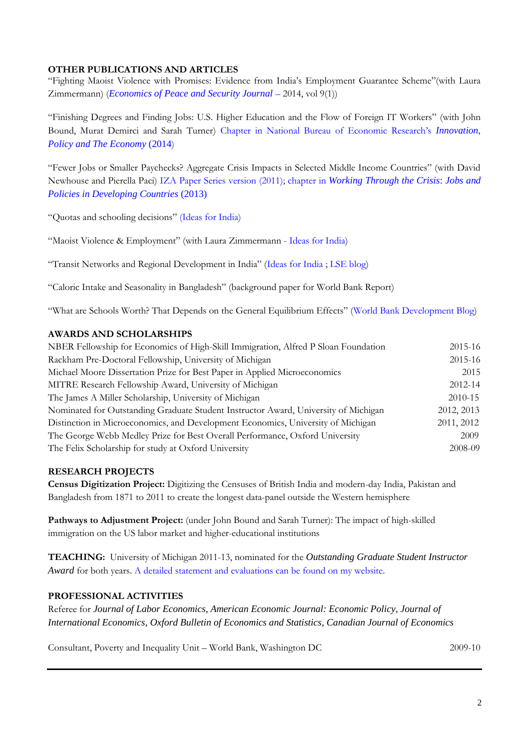## OTHER PUBLICATIONS AND ARTICLES

"Fighting Maoist Violence with Promises: Evidence from India's Employment Guarantee Scheme"(with Laura Zimmermann) (*Economics of Peace and Security Journal* – 2014, vol 9(1))

"Finishing Degrees and Finding Jobs: U.S. Higher Education and the Flow of Foreign IT Workers" (with John Bound, Murat Demirci and Sarah Turner) Chapter in National Bureau of Economic Research's *Innovation, Policy and The Economy* (2014)

"Fewer Jobs or Smaller Paychecks? Aggregate Crisis Impacts in Selected Middle Income Countries" (with David Newhouse and Pierella Paci) IZA Paper Series version (2011); chapter in *Working Through the Crisis: Jobs and Policies in Developing Countries* (2013)

"Quotas and schooling decisions" (Ideas for India)

"Maoist Violence & Employment" (with Laura Zimmermann - Ideas for India)

"Transit Networks and Regional Development in India" (Ideas for India ; LSE blog)

"Caloric Intake and Seasonality in Bangladesh" (background paper for World Bank Report)

"What are Schools Worth? That Depends on the General Equilibrium Effects" (World Bank Development Blog)

## AWARDS AND SCHOLARSHIPS

| | |
|---|---|
| NBER Fellowship for Economics of High-Skill Immigration, Alfred P Sloan Foundation | 2015-16 |
| Rackham Pre-Doctoral Fellowship, University of Michigan | 2015-16 |
| Michael Moore Dissertation Prize for Best Paper in Applied Microeconomics | 2015 |
| MITRE Research Fellowship Award, University of Michigan | 2012-14 |
| The James A Miller Scholarship, University of Michigan | 2010-15 |
| Nominated for Outstanding Graduate Student Instructor Award, University of Michigan | 2012, 2013 |
| Distinction in Microeconomics, and Development Economics, University of Michigan | 2011, 2012 |
| The George Webb Medley Prize for Best Overall Performance, Oxford University | 2009 |
| The Felix Scholarship for study at Oxford University | 2008-09 |

## RESEARCH PROJECTS

**Census Digitization Project:** Digitizing the Censuses of British India and modern-day India, Pakistan and Bangladesh from 1871 to 2011 to create the longest data-panel outside the Western hemisphere

**Pathways to Adjustment Project:** (under John Bound and Sarah Turner): The impact of high-skilled immigration on the US labor market and higher-educational institutions

**TEACHING:** University of Michigan 2011-13, nominated for the *Outstanding Graduate Student Instructor Award* for both years. A detailed statement and evaluations can be found on my website.

## PROFESSIONAL ACTIVITIES

Referee for *Journal of Labor Economics, American Economic Journal: Economic Policy, Journal of International Economics, Oxford Bulletin of Economics and Statistics, Canadian Journal of Economics*

Consultant, Poverty and Inequality Unit – World Bank, Washington DC 2009-10